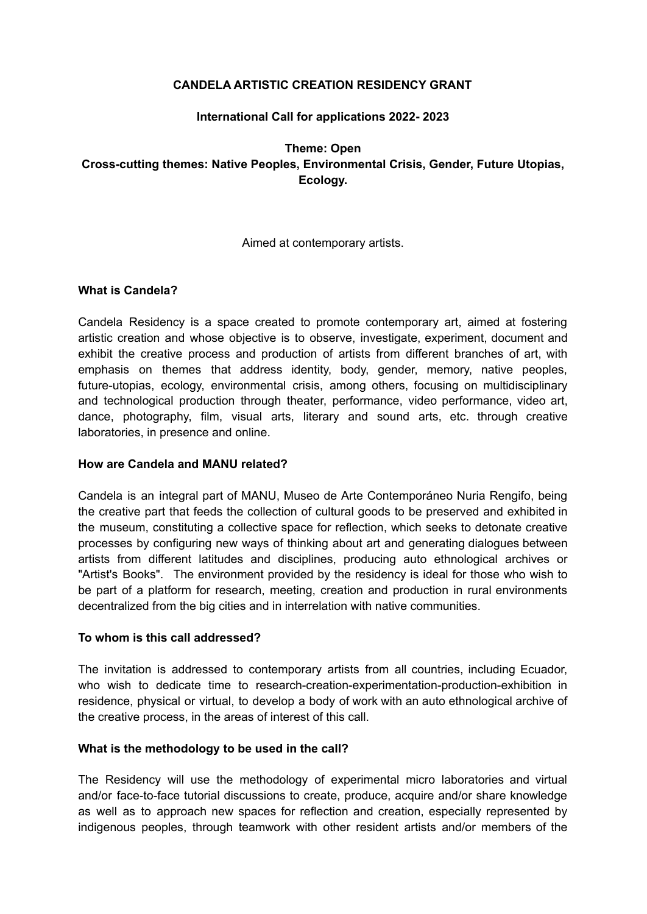**CANDELA ARTISTIC CREATION RESIDENCY GRANT**

**International Call for applications 2022- 2023**

**Theme: Open**
**Cross-cutting themes: Native Peoples, Environmental Crisis, Gender, Future Utopias, Ecology.**

Aimed at contemporary artists.

**What is Candela?**

Candela Residency is a space created to promote contemporary art, aimed at fostering artistic creation and whose objective is to observe, investigate, experiment, document and exhibit the creative process and production of artists from different branches of art, with emphasis on themes that address identity, body, gender, memory, native peoples, future-utopias, ecology, environmental crisis, among others, focusing on multidisciplinary and technological production through theater, performance, video performance, video art, dance, photography, film, visual arts, literary and sound arts, etc. through creative laboratories, in presence and online.

**How are Candela and MANU related?**

Candela is an integral part of MANU, Museo de Arte Contemporáneo Nuria Rengifo, being the creative part that feeds the collection of cultural goods to be preserved and exhibited in the museum, constituting a collective space for reflection, which seeks to detonate creative processes by configuring new ways of thinking about art and generating dialogues between artists from different latitudes and disciplines, producing auto ethnological archives or "Artist's Books". The environment provided by the residency is ideal for those who wish to be part of a platform for research, meeting, creation and production in rural environments decentralized from the big cities and in interrelation with native communities.

**To whom is this call addressed?**

The invitation is addressed to contemporary artists from all countries, including Ecuador, who wish to dedicate time to research-creation-experimentation-production-exhibition in residence, physical or virtual, to develop a body of work with an auto ethnological archive of the creative process, in the areas of interest of this call.

**What is the methodology to be used in the call?**

The Residency will use the methodology of experimental micro laboratories and virtual and/or face-to-face tutorial discussions to create, produce, acquire and/or share knowledge as well as to approach new spaces for reflection and creation, especially represented by indigenous peoples, through teamwork with other resident artists and/or members of the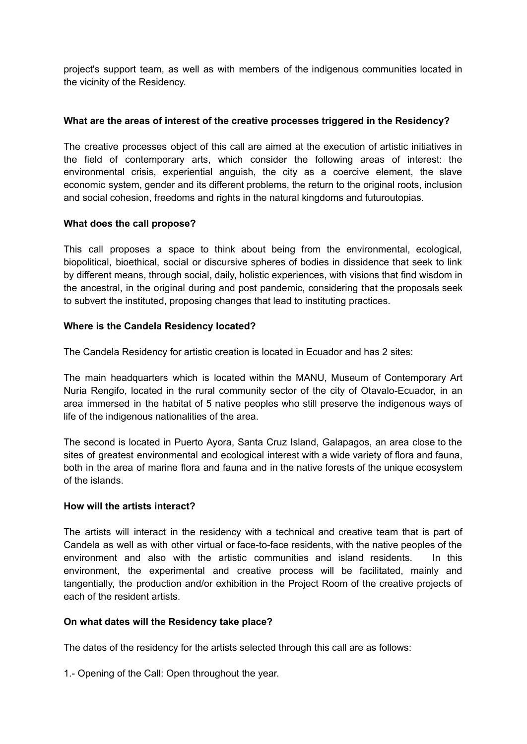project's support team, as well as with members of the indigenous communities located in the vicinity of the Residency.

**What are the areas of interest of the creative processes triggered in the Residency?**

The creative processes object of this call are aimed at the execution of artistic initiatives in the field of contemporary arts, which consider the following areas of interest: the environmental crisis, experiential anguish, the city as a coercive element, the slave economic system, gender and its different problems, the return to the original roots, inclusion and social cohesion, freedoms and rights in the natural kingdoms and futuroutopias.

**What does the call propose?**

This call proposes a space to think about being from the environmental, ecological, biopolitical, bioethical, social or discursive spheres of bodies in dissidence that seek to link by different means, through social, daily, holistic experiences, with visions that find wisdom in the ancestral, in the original during and post pandemic, considering that the proposals seek to subvert the instituted, proposing changes that lead to instituting practices.

**Where is the Candela Residency located?**

The Candela Residency for artistic creation is located in Ecuador and has 2 sites:

The main headquarters which is located within the MANU, Museum of Contemporary Art Nuria Rengifo, located in the rural community sector of the city of Otavalo-Ecuador, in an area immersed in the habitat of 5 native peoples who still preserve the indigenous ways of life of the indigenous nationalities of the area.

The second is located in Puerto Ayora, Santa Cruz Island, Galapagos, an area close to the sites of greatest environmental and ecological interest with a wide variety of flora and fauna, both in the area of marine flora and fauna and in the native forests of the unique ecosystem of the islands.

**How will the artists interact?**

The artists will interact in the residency with a technical and creative team that is part of Candela as well as with other virtual or face-to-face residents, with the native peoples of the environment and also with the artistic communities and island residents. In this environment, the experimental and creative process will be facilitated, mainly and tangentially, the production and/or exhibition in the Project Room of the creative projects of each of the resident artists.

**On what dates will the Residency take place?**

The dates of the residency for the artists selected through this call are as follows:

1.- Opening of the Call: Open throughout the year.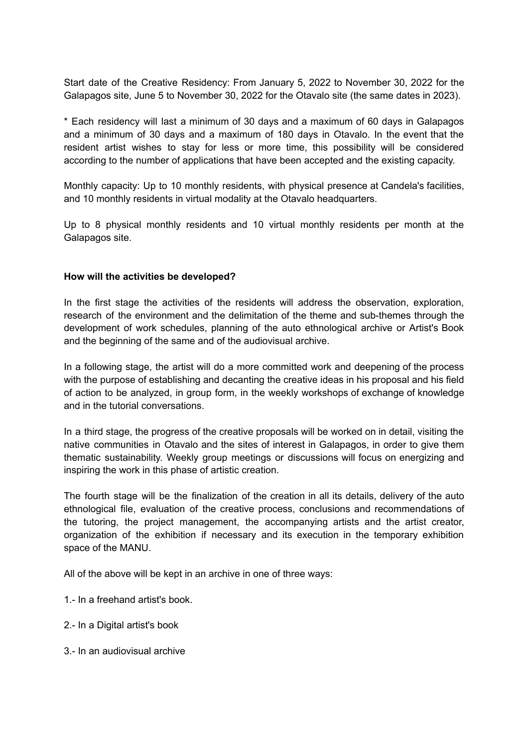Start date of the Creative Residency: From January 5, 2022 to November 30, 2022 for the Galapagos site, June 5 to November 30, 2022 for the Otavalo site (the same dates in 2023).

* Each residency will last a minimum of 30 days and a maximum of 60 days in Galapagos and a minimum of 30 days and a maximum of 180 days in Otavalo. In the event that the resident artist wishes to stay for less or more time, this possibility will be considered according to the number of applications that have been accepted and the existing capacity.

Monthly capacity: Up to 10 monthly residents, with physical presence at Candela's facilities, and 10 monthly residents in virtual modality at the Otavalo headquarters.

Up to 8 physical monthly residents and 10 virtual monthly residents per month at the Galapagos site.

**How will the activities be developed?**

In the first stage the activities of the residents will address the observation, exploration, research of the environment and the delimitation of the theme and sub-themes through the development of work schedules, planning of the auto ethnological archive or Artist's Book and the beginning of the same and of the audiovisual archive.

In a following stage, the artist will do a more committed work and deepening of the process with the purpose of establishing and decanting the creative ideas in his proposal and his field of action to be analyzed, in group form, in the weekly workshops of exchange of knowledge and in the tutorial conversations.

In a third stage, the progress of the creative proposals will be worked on in detail, visiting the native communities in Otavalo and the sites of interest in Galapagos, in order to give them thematic sustainability. Weekly group meetings or discussions will focus on energizing and inspiring the work in this phase of artistic creation.

The fourth stage will be the finalization of the creation in all its details, delivery of the auto ethnological file, evaluation of the creative process, conclusions and recommendations of the tutoring, the project management, the accompanying artists and the artist creator, organization of the exhibition if necessary and its execution in the temporary exhibition space of the MANU.

All of the above will be kept in an archive in one of three ways:

1.- In a freehand artist's book.

2.- In a Digital artist's book

3.- In an audiovisual archive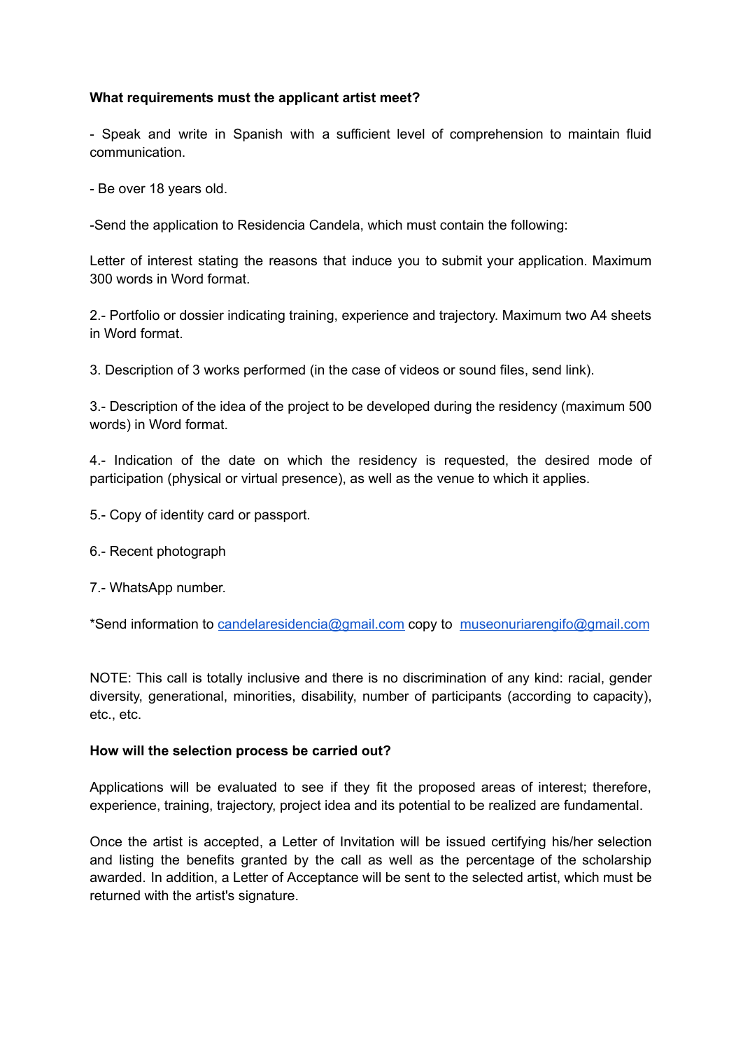**What requirements must the applicant artist meet?**

- Speak and write in Spanish with a sufficient level of comprehension to maintain fluid communication.

- Be over 18 years old.

-Send the application to Residencia Candela, which must contain the following:

Letter of interest stating the reasons that induce you to submit your application. Maximum 300 words in Word format.

2.- Portfolio or dossier indicating training, experience and trajectory. Maximum two A4 sheets in Word format.

3. Description of 3 works performed (in the case of videos or sound files, send link).

3.- Description of the idea of the project to be developed during the residency (maximum 500 words) in Word format.

4.- Indication of the date on which the residency is requested, the desired mode of participation (physical or virtual presence), as well as the venue to which it applies.

5.- Copy of identity card or passport.

6.- Recent photograph

7.- WhatsApp number.

*Send information to candelaresidencia@gmail.com copy to museonuriarengifo@gmail.com

NOTE: This call is totally inclusive and there is no discrimination of any kind: racial, gender diversity, generational, minorities, disability, number of participants (according to capacity), etc., etc.

**How will the selection process be carried out?**

Applications will be evaluated to see if they fit the proposed areas of interest; therefore, experience, training, trajectory, project idea and its potential to be realized are fundamental.

Once the artist is accepted, a Letter of Invitation will be issued certifying his/her selection and listing the benefits granted by the call as well as the percentage of the scholarship awarded. In addition, a Letter of Acceptance will be sent to the selected artist, which must be returned with the artist's signature.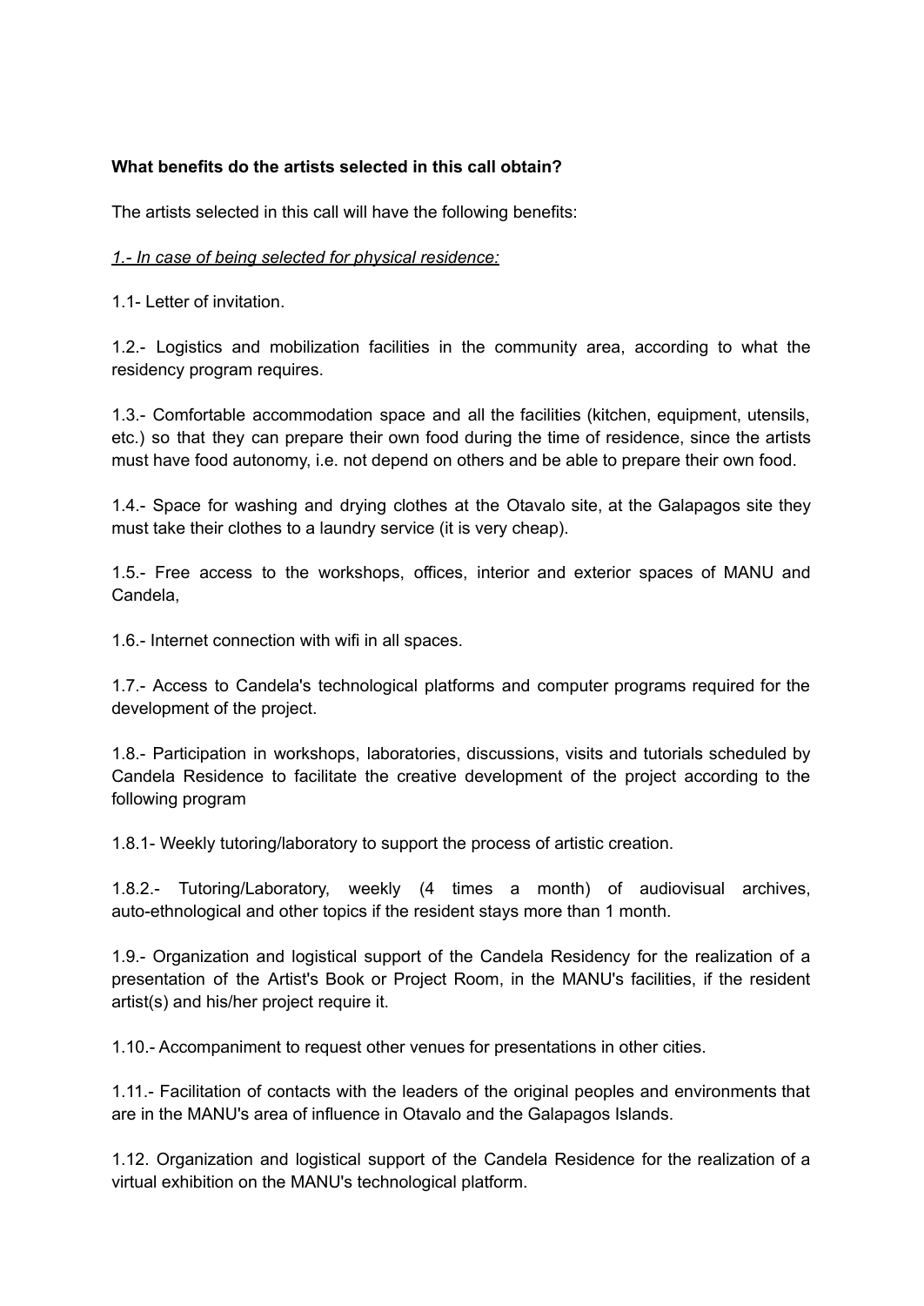**What benefits do the artists selected in this call obtain?**

The artists selected in this call will have the following benefits:

*1.- In case of being selected for physical residence:*

1.1- Letter of invitation.

1.2.- Logistics and mobilization facilities in the community area, according to what the residency program requires.

1.3.- Comfortable accommodation space and all the facilities (kitchen, equipment, utensils, etc.) so that they can prepare their own food during the time of residence, since the artists must have food autonomy, i.e. not depend on others and be able to prepare their own food.

1.4.- Space for washing and drying clothes at the Otavalo site, at the Galapagos site they must take their clothes to a laundry service (it is very cheap).

1.5.- Free access to the workshops, offices, interior and exterior spaces of MANU and Candela,

1.6.- Internet connection with wifi in all spaces.

1.7.- Access to Candela's technological platforms and computer programs required for the development of the project.

1.8.- Participation in workshops, laboratories, discussions, visits and tutorials scheduled by Candela Residence to facilitate the creative development of the project according to the following program

1.8.1- Weekly tutoring/laboratory to support the process of artistic creation.

1.8.2.- Tutoring/Laboratory, weekly (4 times a month) of audiovisual archives, auto-ethnological and other topics if the resident stays more than 1 month.

1.9.- Organization and logistical support of the Candela Residency for the realization of a presentation of the Artist's Book or Project Room, in the MANU's facilities, if the resident artist(s) and his/her project require it.

1.10.- Accompaniment to request other venues for presentations in other cities.

1.11.- Facilitation of contacts with the leaders of the original peoples and environments that are in the MANU's area of influence in Otavalo and the Galapagos Islands.

1.12. Organization and logistical support of the Candela Residence for the realization of a virtual exhibition on the MANU's technological platform.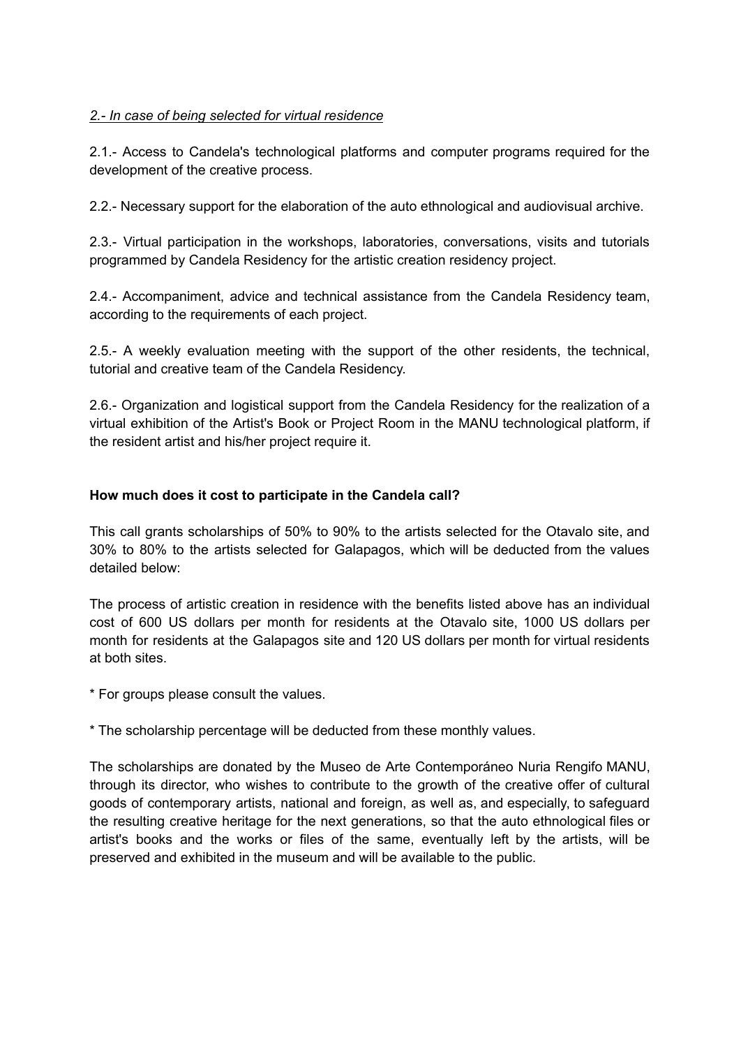*2.- In case of being selected for virtual residence*

2.1.- Access to Candela's technological platforms and computer programs required for the development of the creative process.

2.2.- Necessary support for the elaboration of the auto ethnological and audiovisual archive.

2.3.- Virtual participation in the workshops, laboratories, conversations, visits and tutorials programmed by Candela Residency for the artistic creation residency project.

2.4.- Accompaniment, advice and technical assistance from the Candela Residency team, according to the requirements of each project.

2.5.- A weekly evaluation meeting with the support of the other residents, the technical, tutorial and creative team of the Candela Residency.

2.6.- Organization and logistical support from the Candela Residency for the realization of a virtual exhibition of the Artist's Book or Project Room in the MANU technological platform, if the resident artist and his/her project require it.

**How much does it cost to participate in the Candela call?**

This call grants scholarships of 50% to 90% to the artists selected for the Otavalo site, and 30% to 80% to the artists selected for Galapagos, which will be deducted from the values detailed below:

The process of artistic creation in residence with the benefits listed above has an individual cost of 600 US dollars per month for residents at the Otavalo site, 1000 US dollars per month for residents at the Galapagos site and 120 US dollars per month for virtual residents at both sites.

* For groups please consult the values.

* The scholarship percentage will be deducted from these monthly values.

The scholarships are donated by the Museo de Arte Contemporáneo Nuria Rengifo MANU, through its director, who wishes to contribute to the growth of the creative offer of cultural goods of contemporary artists, national and foreign, as well as, and especially, to safeguard the resulting creative heritage for the next generations, so that the auto ethnological files or artist's books and the works or files of the same, eventually left by the artists, will be preserved and exhibited in the museum and will be available to the public.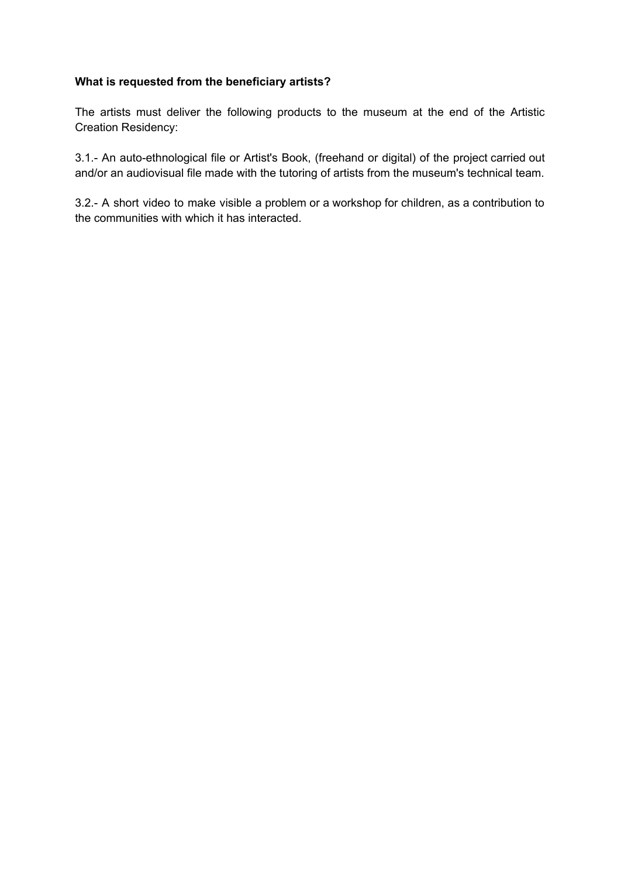**What is requested from the beneficiary artists?**

The artists must deliver the following products to the museum at the end of the Artistic Creation Residency:

3.1.- An auto-ethnological file or Artist's Book, (freehand or digital) of the project carried out and/or an audiovisual file made with the tutoring of artists from the museum's technical team.

3.2.- A short video to make visible a problem or a workshop for children, as a contribution to the communities with which it has interacted.